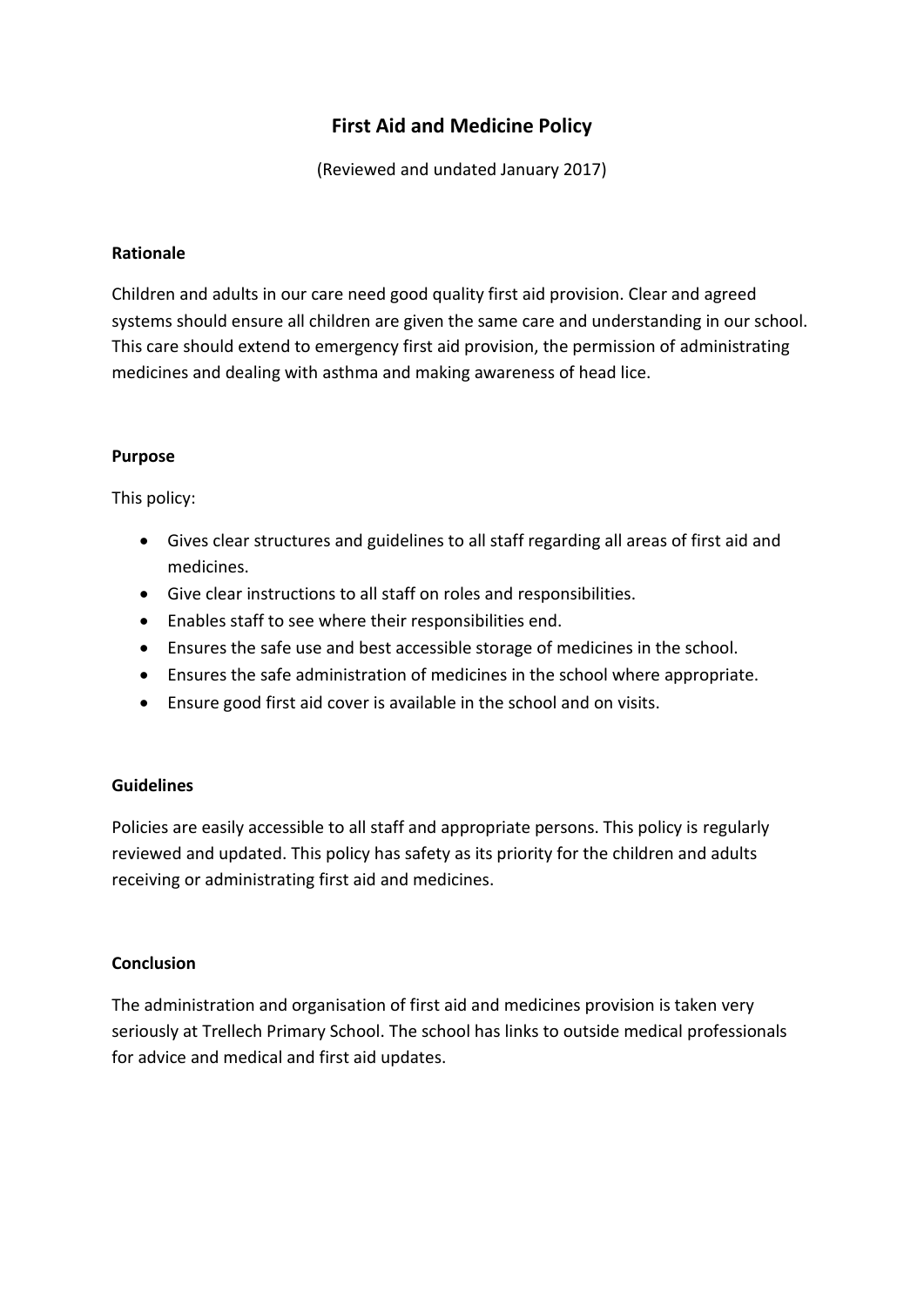# First Aid and Medicine Policy

(Reviewed and undated January 2017)

**Rationale**

Children and adults in our care need good quality first aid provision. Clear and agreed systems should ensure all children are given the same care and understanding in our school. This care should extend to emergency first aid provision, the permission of administrating medicines and dealing with asthma and making awareness of head lice.

**Purpose**

This policy:

- Gives clear structures and guidelines to all staff regarding all areas of first aid and medicines.
- Give clear instructions to all staff on roles and responsibilities.
- Enables staff to see where their responsibilities end.
- Ensures the safe use and best accessible storage of medicines in the school.
- Ensures the safe administration of medicines in the school where appropriate.
- Ensure good first aid cover is available in the school and on visits.

**Guidelines**

Policies are easily accessible to all staff and appropriate persons. This policy is regularly reviewed and updated. This policy has safety as its priority for the children and adults receiving or administrating first aid and medicines.

**Conclusion**

The administration and organisation of first aid and medicines provision is taken very seriously at Trellech Primary School. The school has links to outside medical professionals for advice and medical and first aid updates.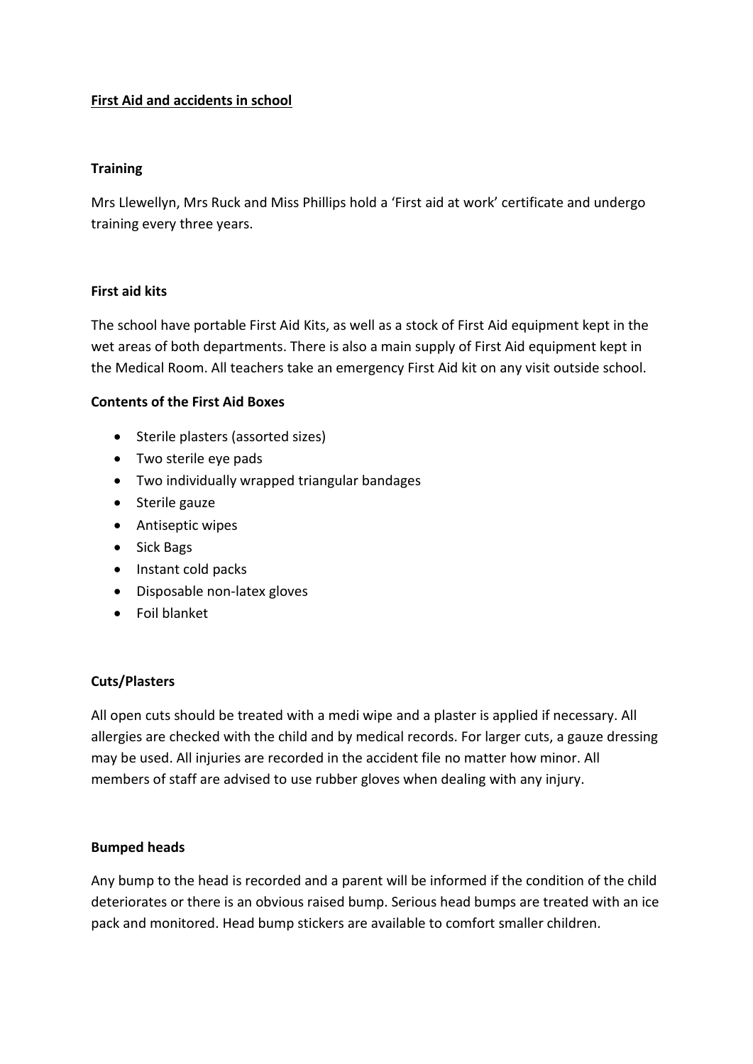**First Aid and accidents in school**

### Training

Mrs Llewellyn, Mrs Ruck and Miss Phillips hold a 'First aid at work' certificate and undergo training every three years.

### First aid kits

The school have portable First Aid Kits, as well as a stock of First Aid equipment kept in the wet areas of both departments. There is also a main supply of First Aid equipment kept in the Medical Room. All teachers take an emergency First Aid kit on any visit outside school.

### Contents of the First Aid Boxes

- Sterile plasters (assorted sizes)
- Two sterile eye pads
- Two individually wrapped triangular bandages
- Sterile gauze
- Antiseptic wipes
- Sick Bags
- Instant cold packs
- Disposable non-latex gloves
- Foil blanket

### Cuts/Plasters

All open cuts should be treated with a medi wipe and a plaster is applied if necessary. All allergies are checked with the child and by medical records. For larger cuts, a gauze dressing may be used. All injuries are recorded in the accident file no matter how minor. All members of staff are advised to use rubber gloves when dealing with any injury.

### Bumped heads

Any bump to the head is recorded and a parent will be informed if the condition of the child deteriorates or there is an obvious raised bump. Serious head bumps are treated with an ice pack and monitored. Head bump stickers are available to comfort smaller children.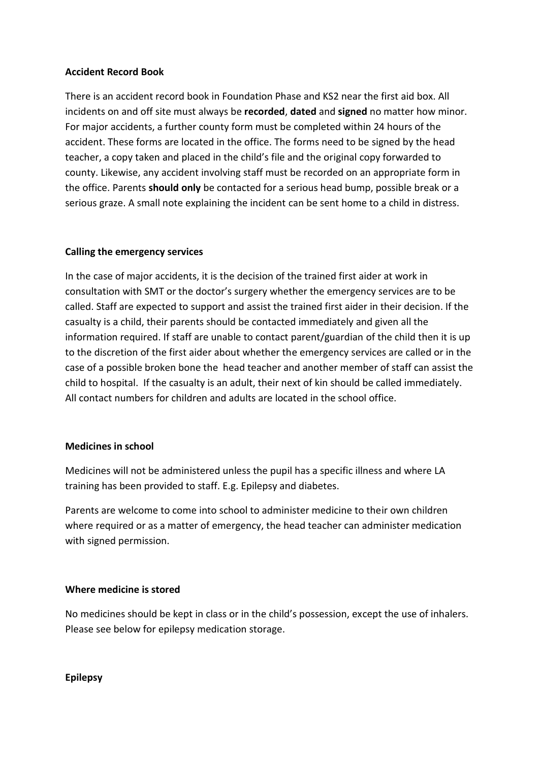**Accident Record Book**

There is an accident record book in Foundation Phase and KS2 near the first aid box. All incidents on and off site must always be **recorded**, **dated** and **signed** no matter how minor. For major accidents, a further county form must be completed within 24 hours of the accident. These forms are located in the office. The forms need to be signed by the head teacher, a copy taken and placed in the child's file and the original copy forwarded to county. Likewise, any accident involving staff must be recorded on an appropriate form in the office. Parents **should only** be contacted for a serious head bump, possible break or a serious graze. A small note explaining the incident can be sent home to a child in distress.

**Calling the emergency services**

In the case of major accidents, it is the decision of the trained first aider at work in consultation with SMT or the doctor's surgery whether the emergency services are to be called. Staff are expected to support and assist the trained first aider in their decision. If the casualty is a child, their parents should be contacted immediately and given all the information required. If staff are unable to contact parent/guardian of the child then it is up to the discretion of the first aider about whether the emergency services are called or in the case of a possible broken bone the head teacher and another member of staff can assist the child to hospital. If the casualty is an adult, their next of kin should be called immediately. All contact numbers for children and adults are located in the school office.

**Medicines in school**

Medicines will not be administered unless the pupil has a specific illness and where LA training has been provided to staff. E.g. Epilepsy and diabetes.

Parents are welcome to come into school to administer medicine to their own children where required or as a matter of emergency, the head teacher can administer medication with signed permission.

**Where medicine is stored**

No medicines should be kept in class or in the child's possession, except the use of inhalers. Please see below for epilepsy medication storage.

**Epilepsy**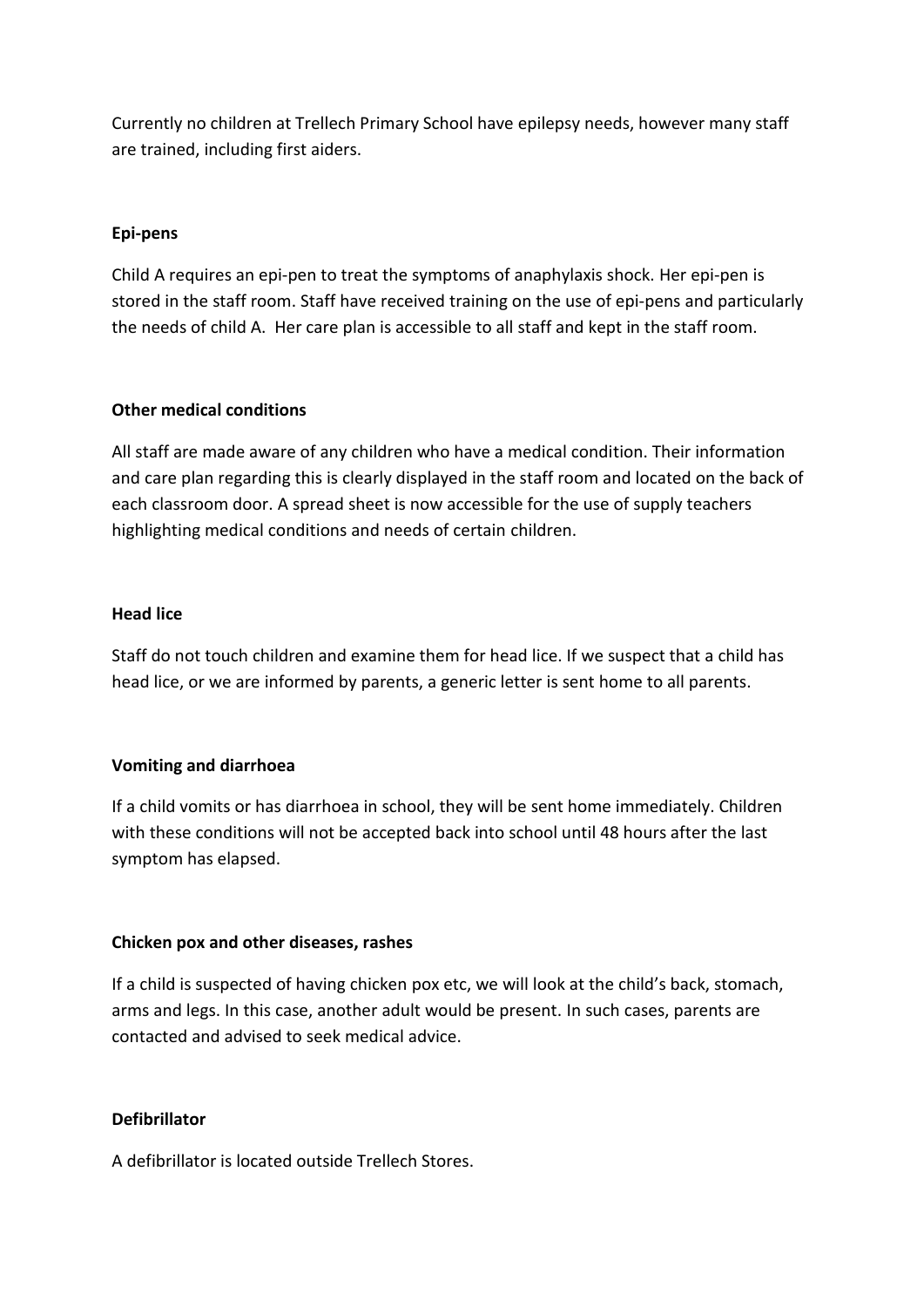Currently no children at Trellech Primary School have epilepsy needs, however many staff are trained, including first aiders.

**Epi-pens**

Child A requires an epi-pen to treat the symptoms of anaphylaxis shock. Her epi-pen is stored in the staff room. Staff have received training on the use of epi-pens and particularly the needs of child A. Her care plan is accessible to all staff and kept in the staff room.

**Other medical conditions**

All staff are made aware of any children who have a medical condition. Their information and care plan regarding this is clearly displayed in the staff room and located on the back of each classroom door. A spread sheet is now accessible for the use of supply teachers highlighting medical conditions and needs of certain children.

**Head lice**

Staff do not touch children and examine them for head lice. If we suspect that a child has head lice, or we are informed by parents, a generic letter is sent home to all parents.

**Vomiting and diarrhoea**

If a child vomits or has diarrhoea in school, they will be sent home immediately. Children with these conditions will not be accepted back into school until 48 hours after the last symptom has elapsed.

**Chicken pox and other diseases, rashes**

If a child is suspected of having chicken pox etc, we will look at the child's back, stomach, arms and legs. In this case, another adult would be present. In such cases, parents are contacted and advised to seek medical advice.

**Defibrillator**

A defibrillator is located outside Trellech Stores.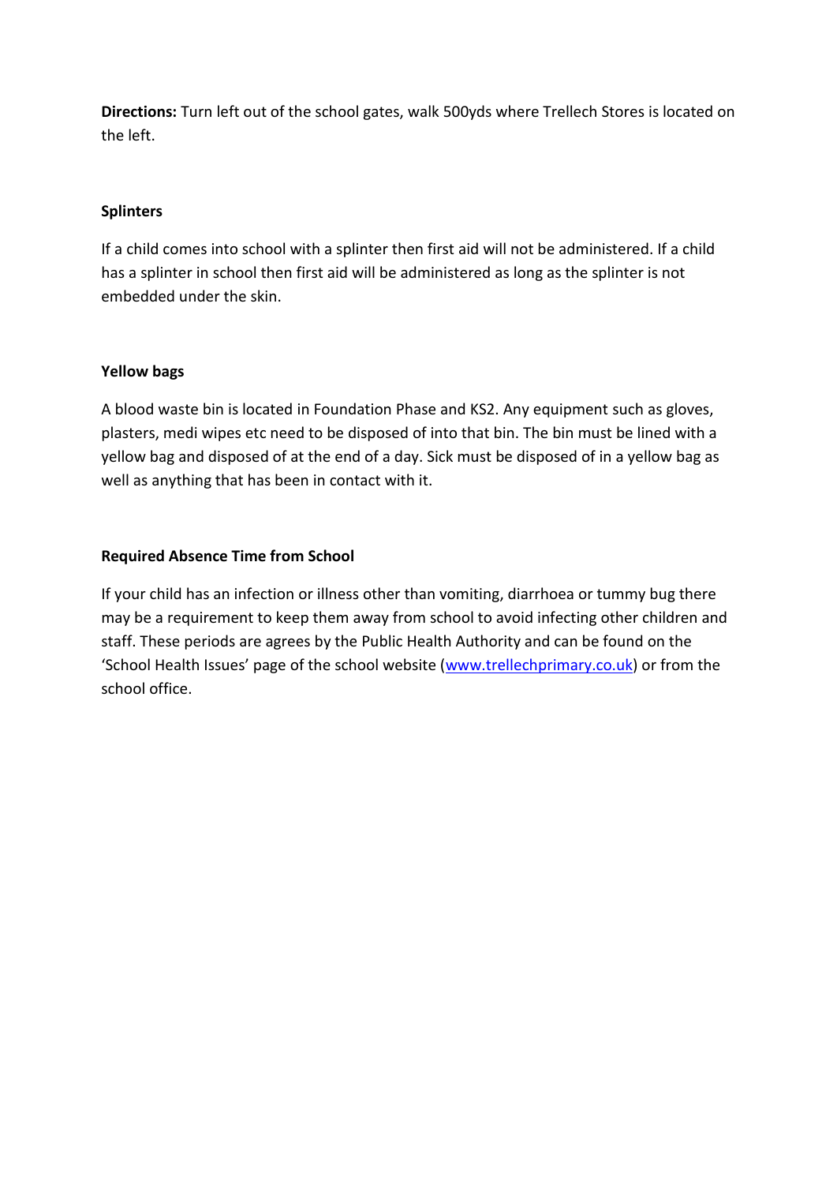**Directions:** Turn left out of the school gates, walk 500yds where Trellech Stores is located on the left.

**Splinters**

If a child comes into school with a splinter then first aid will not be administered. If a child has a splinter in school then first aid will be administered as long as the splinter is not embedded under the skin.

**Yellow bags**

A blood waste bin is located in Foundation Phase and KS2. Any equipment such as gloves, plasters, medi wipes etc need to be disposed of into that bin. The bin must be lined with a yellow bag and disposed of at the end of a day. Sick must be disposed of in a yellow bag as well as anything that has been in contact with it.

**Required Absence Time from School**

If your child has an infection or illness other than vomiting, diarrhoea or tummy bug there may be a requirement to keep them away from school to avoid infecting other children and staff. These periods are agrees by the Public Health Authority and can be found on the 'School Health Issues' page of the school website ([www.trellechprimary.co.uk](www.trellechprimary.co.uk)) or from the school office.